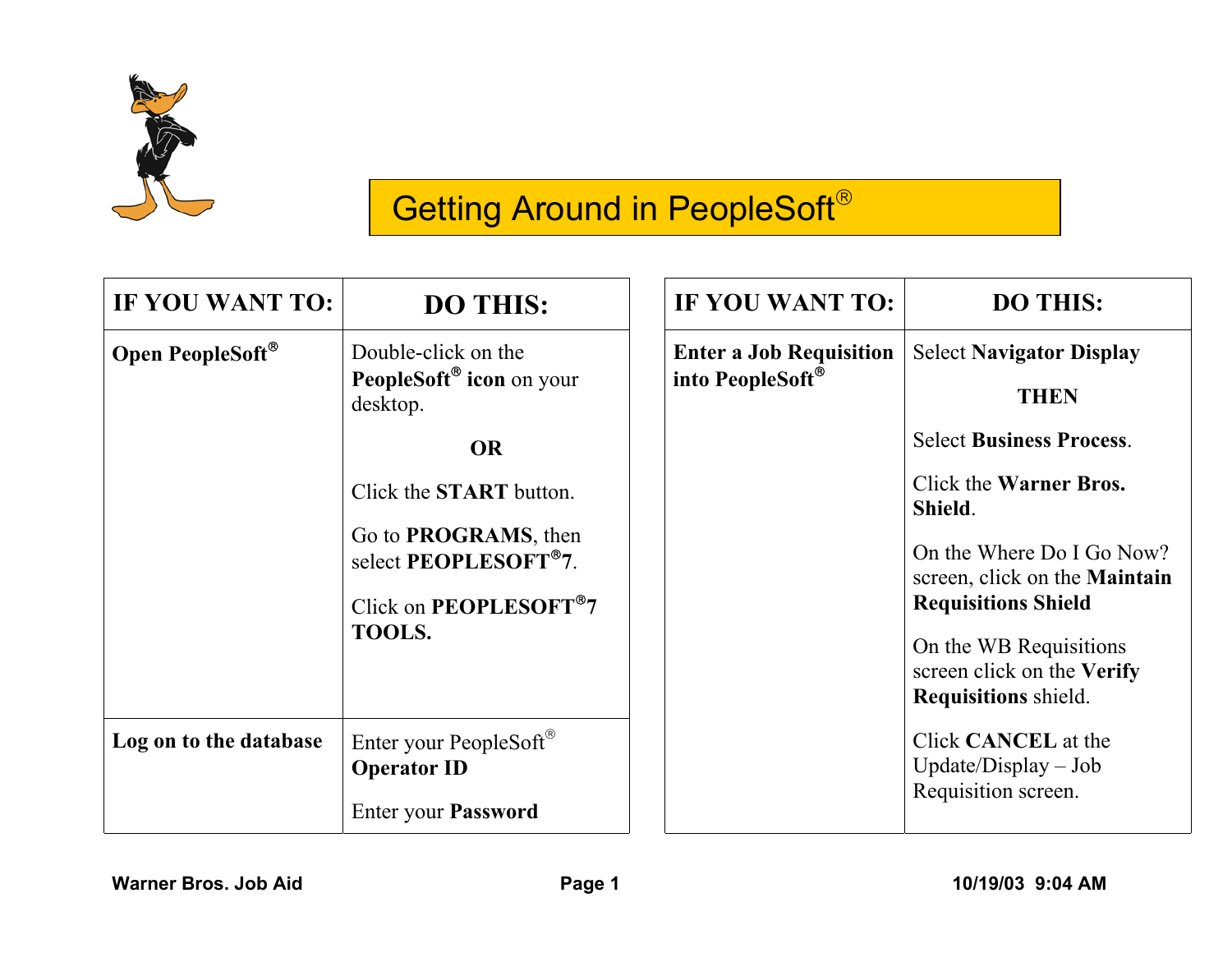# Getting Around in PeopleSoft®

| IF YOU WANT TO: | DO THIS: |
|---|---|
| **Open PeopleSoft®** | Double-click on the **PeopleSoft® icon** on your desktop.<br><br>**OR**<br><br>Click the **START** button.<br><br>Go to **PROGRAMS**, then select **PEOPLESOFT®7**.<br><br>Click on **PEOPLESOFT®7 TOOLS.** |
| **Log on to the database** | Enter your PeopleSoft® **Operator ID**<br><br>Enter your **Password** |

| IF YOU WANT TO: | DO THIS: |
|---|---|
| **Enter a Job Requisition into PeopleSoft®** | Select **Navigator Display**<br><br>**THEN**<br><br>Select **Business Process**.<br><br>Click the **Warner Bros. Shield**.<br><br>On the Where Do I Go Now? screen, click on the **Maintain Requisitions Shield**<br><br>On the WB Requisitions screen click on the **Verify Requisitions** shield.<br><br>Click **CANCEL** at the Update/Display – Job Requisition screen. |

Warner Bros. Job Aid 10/19/03 9:04 AM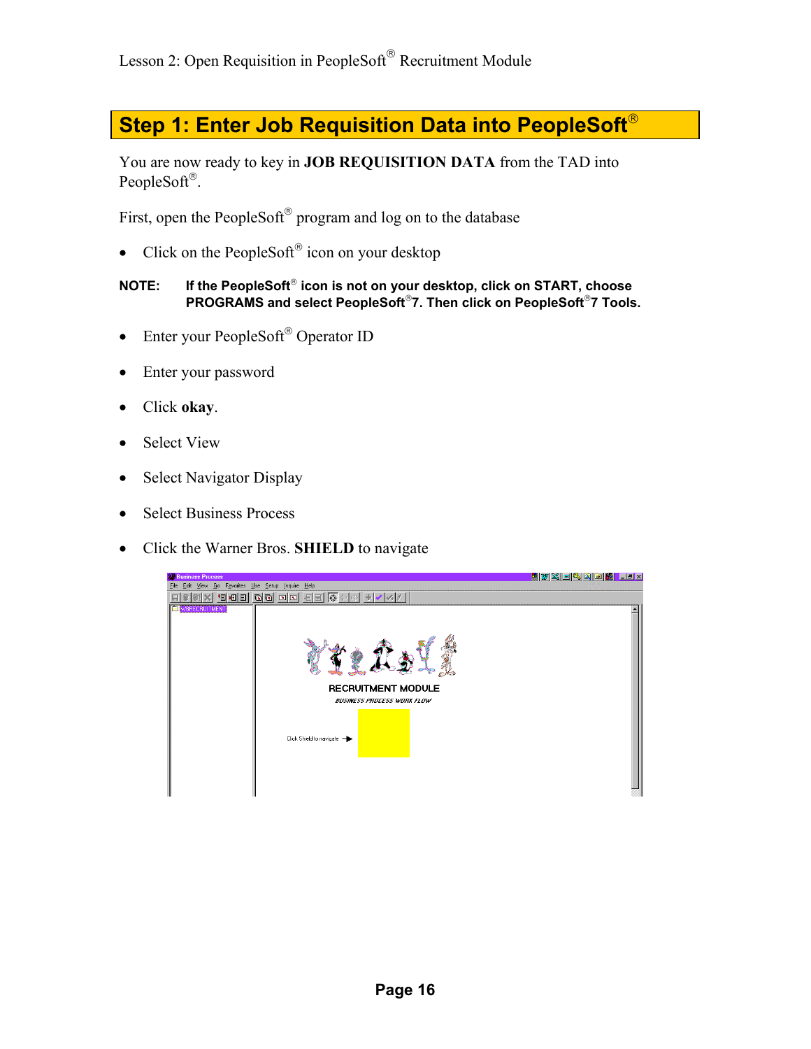# Step 1: Enter Job Requisition Data into PeopleSoft®

You are now ready to key in **JOB REQUISITION DATA** from the TAD into PeopleSoft®.

First, open the PeopleSoft® program and log on to the database

- Click on the PeopleSoft® icon on your desktop

**NOTE: If the PeopleSoft® icon is not on your desktop, click on START, choose PROGRAMS and select PeopleSoft®7. Then click on PeopleSoft®7 Tools.**

- Enter your PeopleSoft® Operator ID
- Enter your password
- Click **okay**.
- Select View
- Select Navigator Display
- Select Business Process
- Click the Warner Bros. **SHIELD** to navigate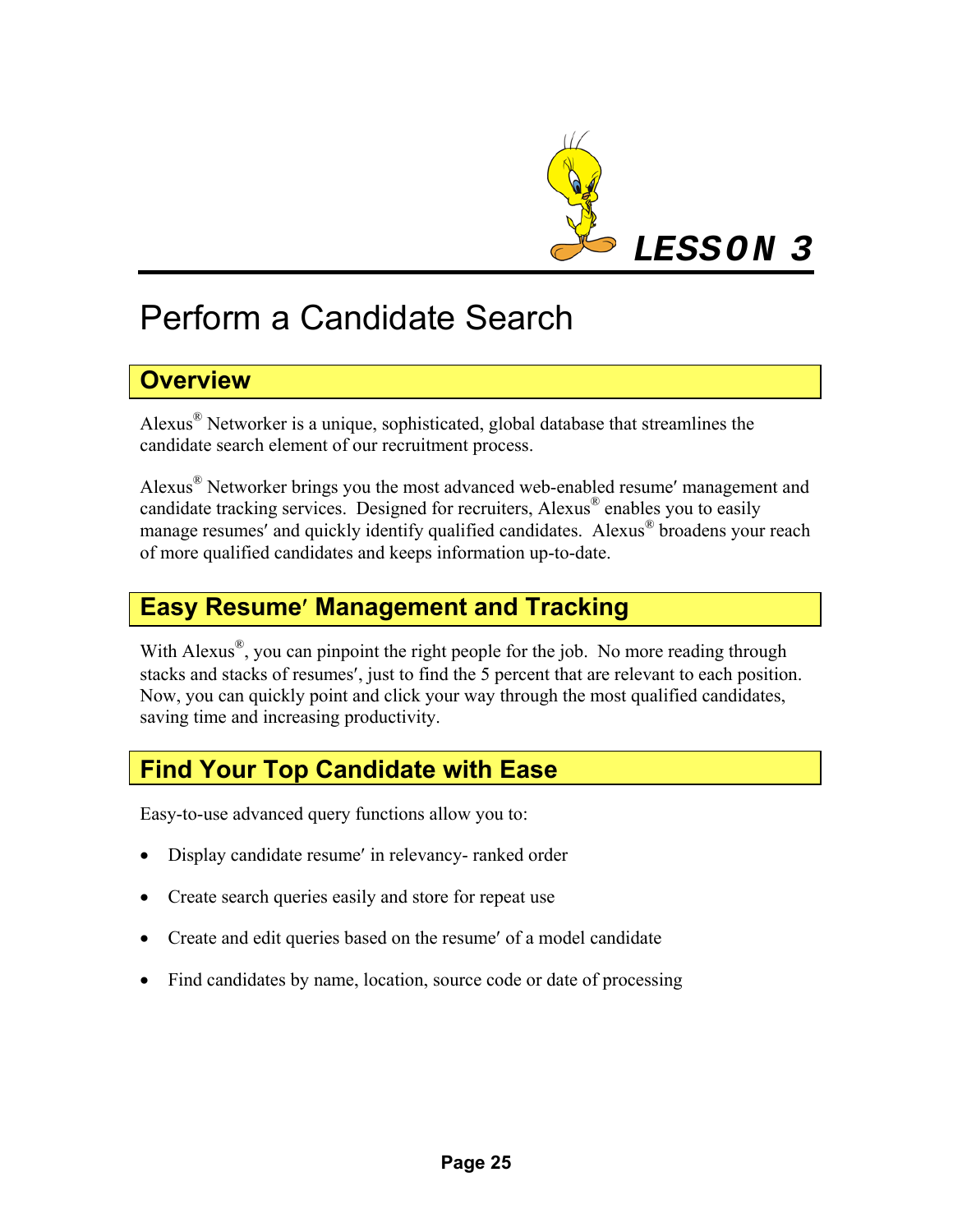# LESSON 3

# Perform a Candidate Search

## Overview

Alexus® Networker is a unique, sophisticated, global database that streamlines the candidate search element of our recruitment process.

Alexus® Networker brings you the most advanced web-enabled resume′ management and candidate tracking services. Designed for recruiters, Alexus® enables you to easily manage resumes′ and quickly identify qualified candidates. Alexus® broadens your reach of more qualified candidates and keeps information up-to-date.

## Easy Resume′ Management and Tracking

With Alexus®, you can pinpoint the right people for the job. No more reading through stacks and stacks of resumes′, just to find the 5 percent that are relevant to each position. Now, you can quickly point and click your way through the most qualified candidates, saving time and increasing productivity.

## Find Your Top Candidate with Ease

Easy-to-use advanced query functions allow you to:

- Display candidate resume′ in relevancy- ranked order
- Create search queries easily and store for repeat use
- Create and edit queries based on the resume′ of a model candidate
- Find candidates by name, location, source code or date of processing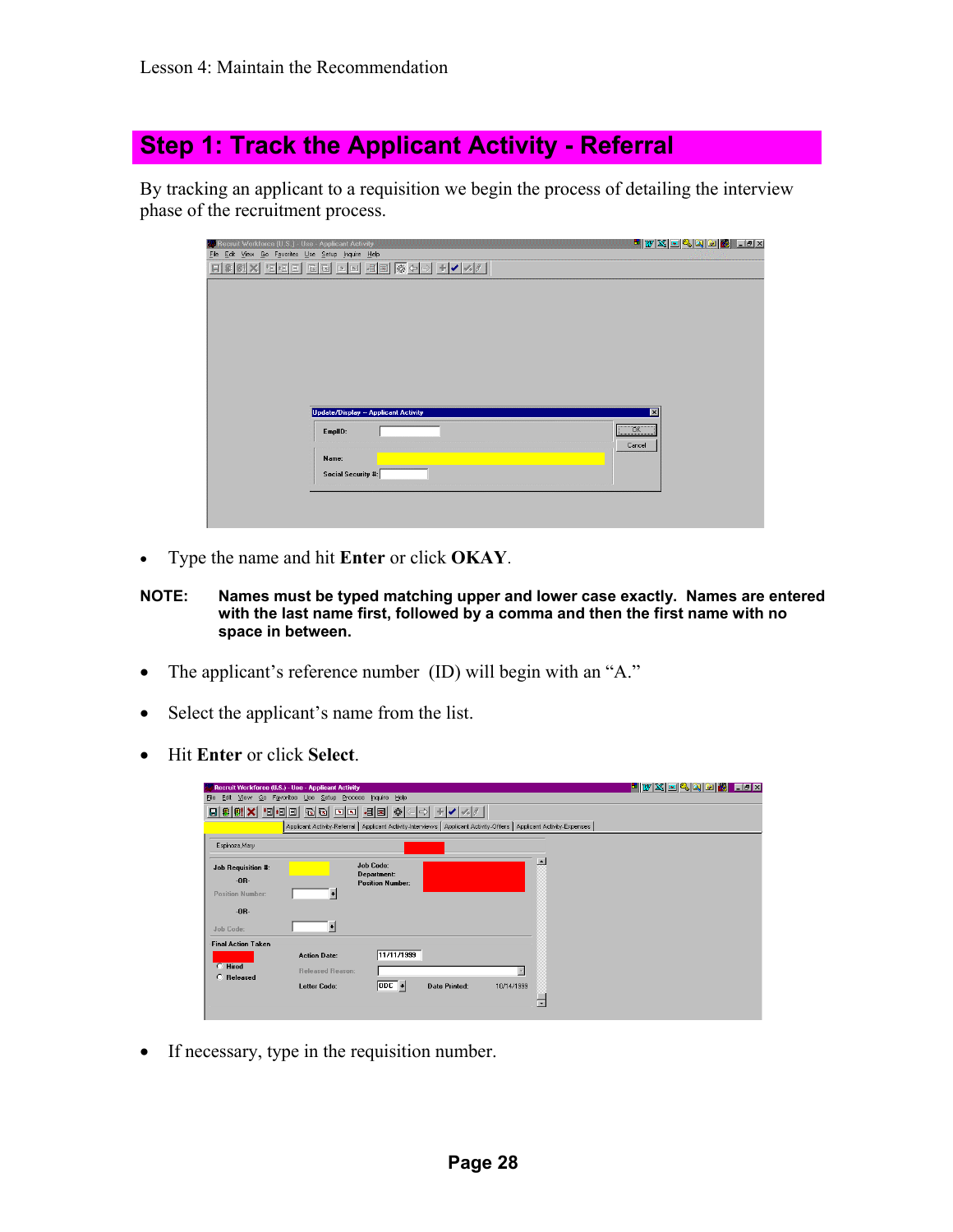## Step 1: Track the Applicant Activity - Referral

By tracking an applicant to a requisition we begin the process of detailing the interview phase of the recruitment process.

- Type the name and hit **Enter** or click **OKAY**.

**NOTE: Names must be typed matching upper and lower case exactly. Names are entered with the last name first, followed by a comma and then the first name with no space in between.**

- The applicant's reference number (ID) will begin with an "A."
- Select the applicant's name from the list.
- Hit **Enter** or click **Select**.
- If necessary, type in the requisition number.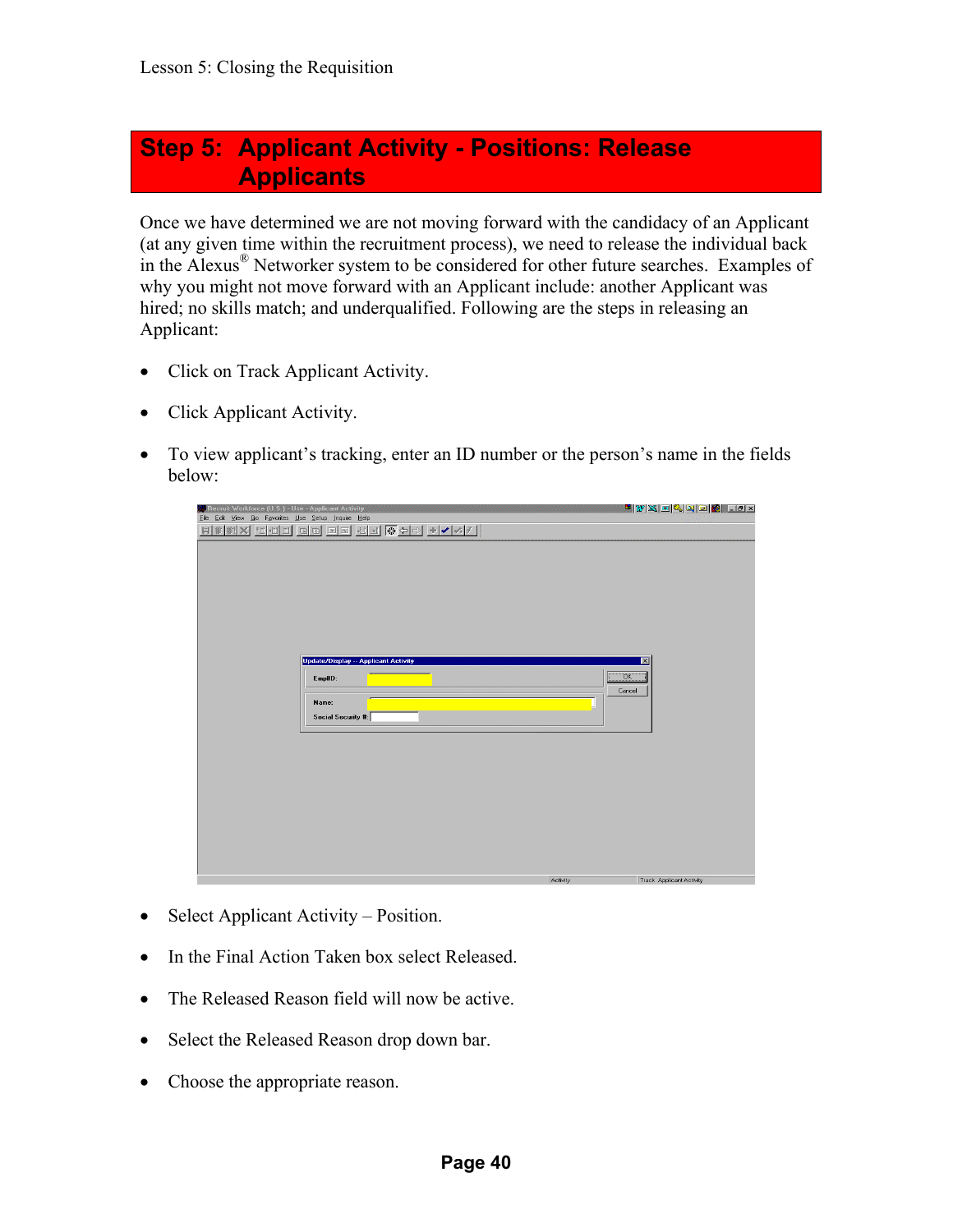## Step 5: Applicant Activity - Positions: Release Applicants

Once we have determined we are not moving forward with the candidacy of an Applicant (at any given time within the recruitment process), we need to release the individual back in the Alexus® Networker system to be considered for other future searches. Examples of why you might not move forward with an Applicant include: another Applicant was hired; no skills match; and underqualified. Following are the steps in releasing an Applicant:

- Click on Track Applicant Activity.
- Click Applicant Activity.
- To view applicant's tracking, enter an ID number or the person's name in the fields below:

- Select Applicant Activity – Position.
- In the Final Action Taken box select Released.
- The Released Reason field will now be active.
- Select the Released Reason drop down bar.
- Choose the appropriate reason.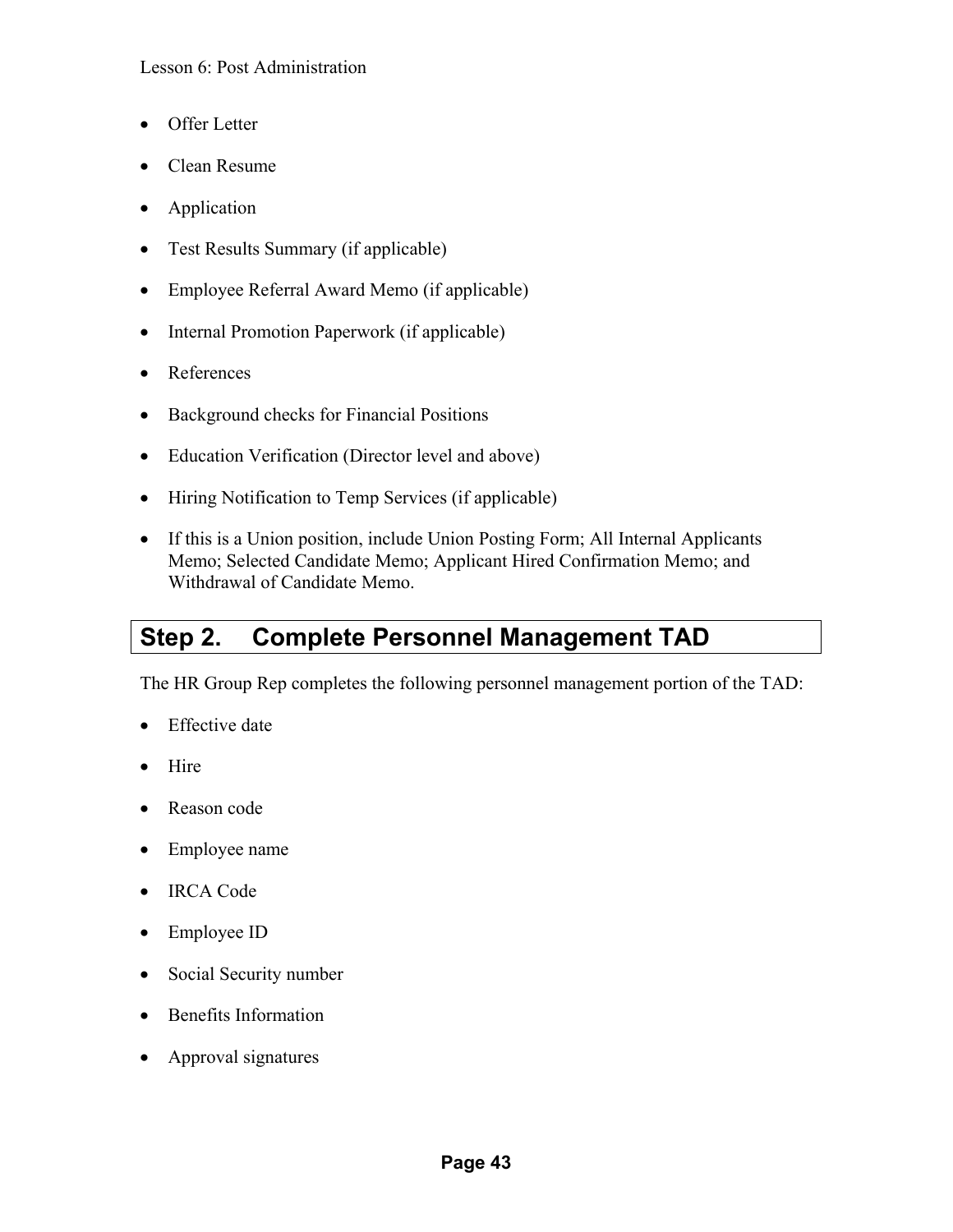- Offer Letter
- Clean Resume
- Application
- Test Results Summary (if applicable)
- Employee Referral Award Memo (if applicable)
- Internal Promotion Paperwork (if applicable)
- References
- Background checks for Financial Positions
- Education Verification (Director level and above)
- Hiring Notification to Temp Services (if applicable)
- If this is a Union position, include Union Posting Form; All Internal Applicants Memo; Selected Candidate Memo; Applicant Hired Confirmation Memo; and Withdrawal of Candidate Memo.

## Step 2. Complete Personnel Management TAD

The HR Group Rep completes the following personnel management portion of the TAD:

- Effective date
- Hire
- Reason code
- Employee name
- IRCA Code
- Employee ID
- Social Security number
- Benefits Information
- Approval signatures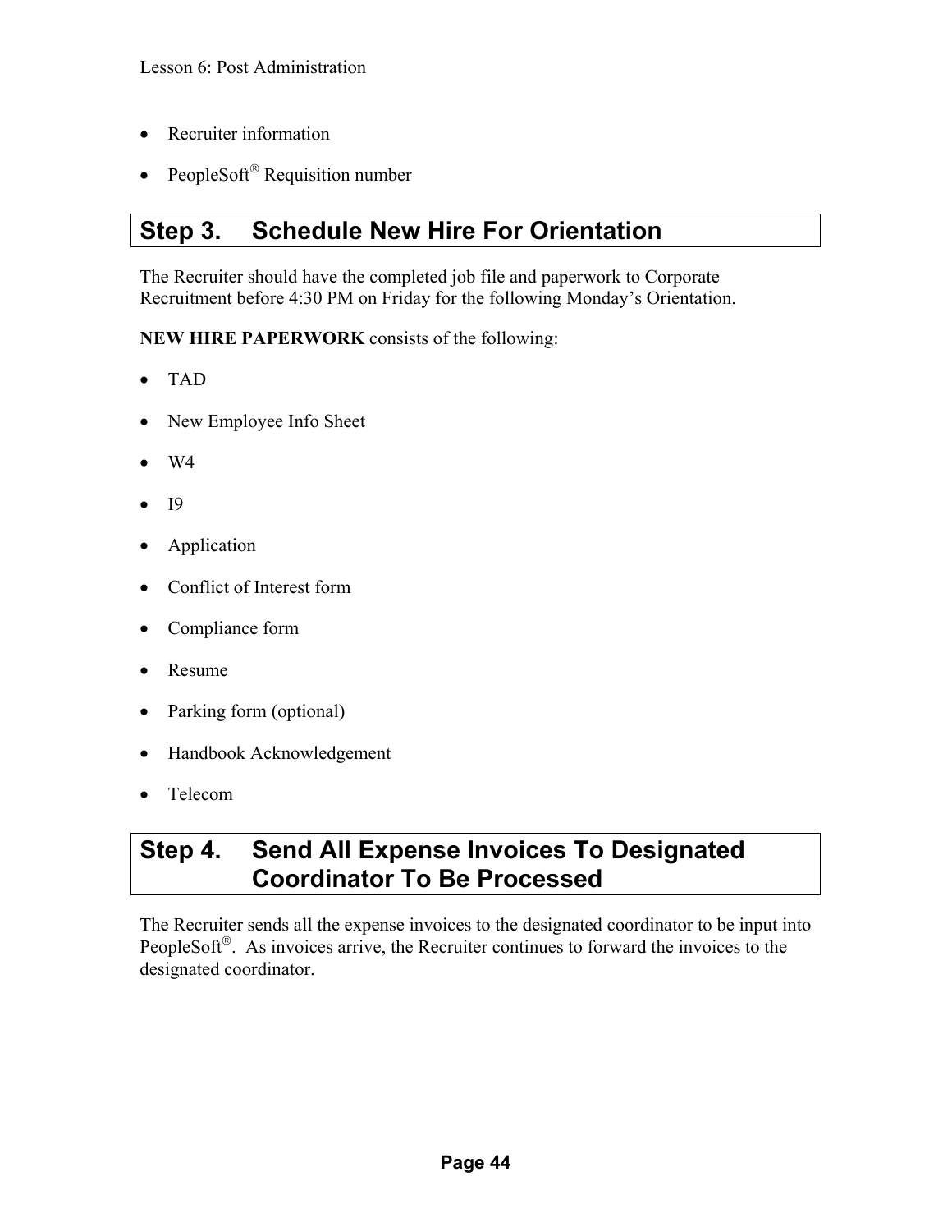- Recruiter information
- PeopleSoft® Requisition number

## Step 3. Schedule New Hire For Orientation

The Recruiter should have the completed job file and paperwork to Corporate Recruitment before 4:30 PM on Friday for the following Monday's Orientation.

**NEW HIRE PAPERWORK** consists of the following:

- TAD
- New Employee Info Sheet
- W4
- I9
- Application
- Conflict of Interest form
- Compliance form
- Resume
- Parking form (optional)
- Handbook Acknowledgement
- Telecom

## Step 4. Send All Expense Invoices To Designated Coordinator To Be Processed

The Recruiter sends all the expense invoices to the designated coordinator to be input into PeopleSoft®. As invoices arrive, the Recruiter continues to forward the invoices to the designated coordinator.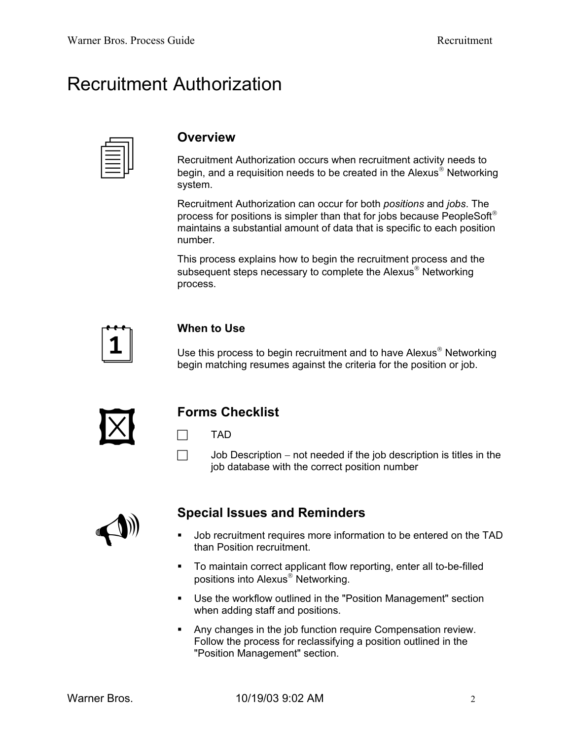# Recruitment Authorization

## Overview

Recruitment Authorization occurs when recruitment activity needs to begin, and a requisition needs to be created in the Alexus® Networking system.

Recruitment Authorization can occur for both *positions* and *jobs*. The process for positions is simpler than that for jobs because PeopleSoft® maintains a substantial amount of data that is specific to each position number.

This process explains how to begin the recruitment process and the subsequent steps necessary to complete the Alexus® Networking process.

### When to Use

Use this process to begin recruitment and to have Alexus® Networking begin matching resumes against the criteria for the position or job.

## Forms Checklist

- ☐ TAD
- ☐ Job Description – not needed if the job description is titles in the job database with the correct position number

## Special Issues and Reminders

- Job recruitment requires more information to be entered on the TAD than Position recruitment.
- To maintain correct applicant flow reporting, enter all to-be-filled positions into Alexus® Networking.
- Use the workflow outlined in the "Position Management" section when adding staff and positions.
- Any changes in the job function require Compensation review. Follow the process for reclassifying a position outlined in the "Position Management" section.